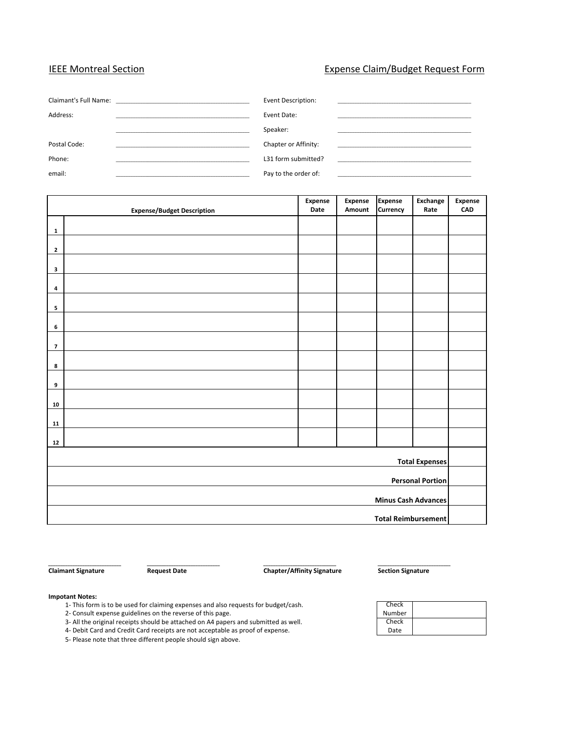# IEEE Montreal Section

## Expense Claim/Budget Request Form

| | | | |
|---|---|---|---|
| Claimant's Full Name: | \_\_\_\_\_\_\_\_\_\_\_\_\_\_\_\_\_\_\_\_\_\_\_\_\_\_\_\_\_\_\_\_\_\_\_\_\_\_ | Event Description: | \_\_\_\_\_\_\_\_\_\_\_\_\_\_\_\_\_\_\_\_\_\_\_\_\_\_\_\_\_\_\_\_\_\_\_\_\_\_ |
| Address: | \_\_\_\_\_\_\_\_\_\_\_\_\_\_\_\_\_\_\_\_\_\_\_\_\_\_\_\_\_\_\_\_\_\_\_\_\_\_ | Event Date: | \_\_\_\_\_\_\_\_\_\_\_\_\_\_\_\_\_\_\_\_\_\_\_\_\_\_\_\_\_\_\_\_\_\_\_\_\_\_ |
| | \_\_\_\_\_\_\_\_\_\_\_\_\_\_\_\_\_\_\_\_\_\_\_\_\_\_\_\_\_\_\_\_\_\_\_\_\_\_ | Speaker: | \_\_\_\_\_\_\_\_\_\_\_\_\_\_\_\_\_\_\_\_\_\_\_\_\_\_\_\_\_\_\_\_\_\_\_\_\_\_ |
| Postal Code: | \_\_\_\_\_\_\_\_\_\_\_\_\_\_\_\_\_\_\_\_\_\_\_\_\_\_\_\_\_\_\_\_\_\_\_\_\_\_ | Chapter or Affinity: | \_\_\_\_\_\_\_\_\_\_\_\_\_\_\_\_\_\_\_\_\_\_\_\_\_\_\_\_\_\_\_\_\_\_\_\_\_\_ |
| Phone: | \_\_\_\_\_\_\_\_\_\_\_\_\_\_\_\_\_\_\_\_\_\_\_\_\_\_\_\_\_\_\_\_\_\_\_\_\_\_ | L31 form submitted? | \_\_\_\_\_\_\_\_\_\_\_\_\_\_\_\_\_\_\_\_\_\_\_\_\_\_\_\_\_\_\_\_\_\_\_\_\_\_ |
| email: | \_\_\_\_\_\_\_\_\_\_\_\_\_\_\_\_\_\_\_\_\_\_\_\_\_\_\_\_\_\_\_\_\_\_\_\_\_\_ | Pay to the order of: | \_\_\_\_\_\_\_\_\_\_\_\_\_\_\_\_\_\_\_\_\_\_\_\_\_\_\_\_\_\_\_\_\_\_\_\_\_\_ |

| | **Expense/Budget Description** | **Expense Date** | **Expense Amount** | **Expense Currency** | **Exchange Rate** | **Expense CAD** |
|---|---|---|---|---|---|---|
| **1** | | | | | | |
| **2** | | | | | | |
| **3** | | | | | | |
| **4** | | | | | | |
| **5** | | | | | | |
| **6** | | | | | | |
| **7** | | | | | | |
| **8** | | | | | | |
| **9** | | | | | | |
| **10** | | | | | | |
| **11** | | | | | | |
| **12** | | | | | | |
| | | | | | **Total Expenses** | |
| | | | | | **Personal Portion** | |
| | | | | | **Minus Cash Advances** | |
| | | | | | **Total Reimbursement** | |

| \_\_\_\_\_\_\_\_\_\_\_\_\_\_\_\_\_\_\_\_ | \_\_\_\_\_\_\_\_\_\_\_\_\_\_\_\_\_\_\_\_ | \_\_\_\_\_\_\_\_\_\_\_\_\_\_\_\_\_\_\_\_ | \_\_\_\_\_\_\_\_\_\_\_\_\_\_\_\_\_\_\_\_ |
|---|---|---|---|
| **Claimant Signature** | **Request Date** | **Chapter/Affinity Signature** | **Section Signature** |

**Impotant Notes:**

1- This form is to be used for claiming expenses and also requests for budget/cash.
2- Consult expense guidelines on the reverse of this page.
3- All the original receipts should be attached on A4 papers and submitted as well.
4- Debit Card and Credit Card receipts are not acceptable as proof of expense.
5- Please note that three different people should sign above.

| | |
|---|---|
| Check Number | |
| Check Date | |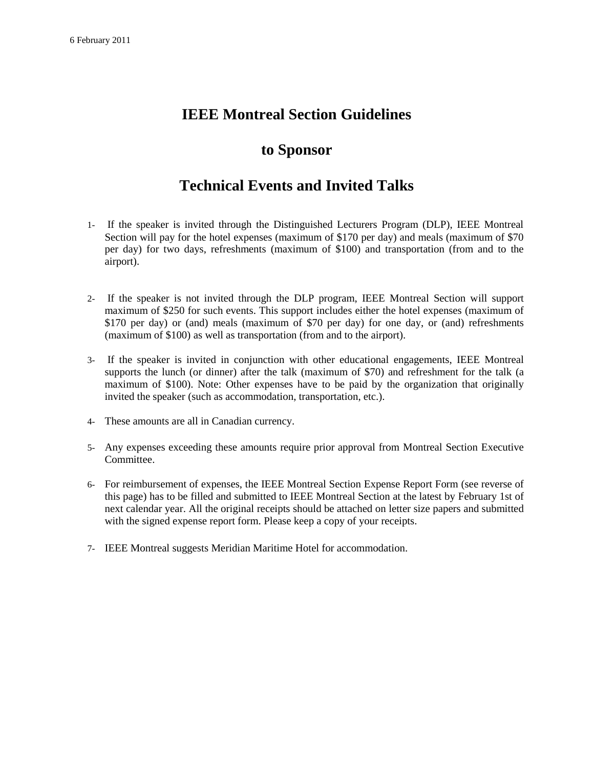6 February 2011

# IEEE Montreal Section Guidelines

# to Sponsor

# Technical Events and Invited Talks

1- If the speaker is invited through the Distinguished Lecturers Program (DLP), IEEE Montreal Section will pay for the hotel expenses (maximum of $170 per day) and meals (maximum of $70 per day) for two days, refreshments (maximum of $100) and transportation (from and to the airport).

2- If the speaker is not invited through the DLP program, IEEE Montreal Section will support maximum of $250 for such events. This support includes either the hotel expenses (maximum of $170 per day) or (and) meals (maximum of $70 per day) for one day, or (and) refreshments (maximum of $100) as well as transportation (from and to the airport).

3- If the speaker is invited in conjunction with other educational engagements, IEEE Montreal supports the lunch (or dinner) after the talk (maximum of $70) and refreshment for the talk (a maximum of $100). Note: Other expenses have to be paid by the organization that originally invited the speaker (such as accommodation, transportation, etc.).

4- These amounts are all in Canadian currency.

5- Any expenses exceeding these amounts require prior approval from Montreal Section Executive Committee.

6- For reimbursement of expenses, the IEEE Montreal Section Expense Report Form (see reverse of this page) has to be filled and submitted to IEEE Montreal Section at the latest by February 1st of next calendar year. All the original receipts should be attached on letter size papers and submitted with the signed expense report form. Please keep a copy of your receipts.

7- IEEE Montreal suggests Meridian Maritime Hotel for accommodation.